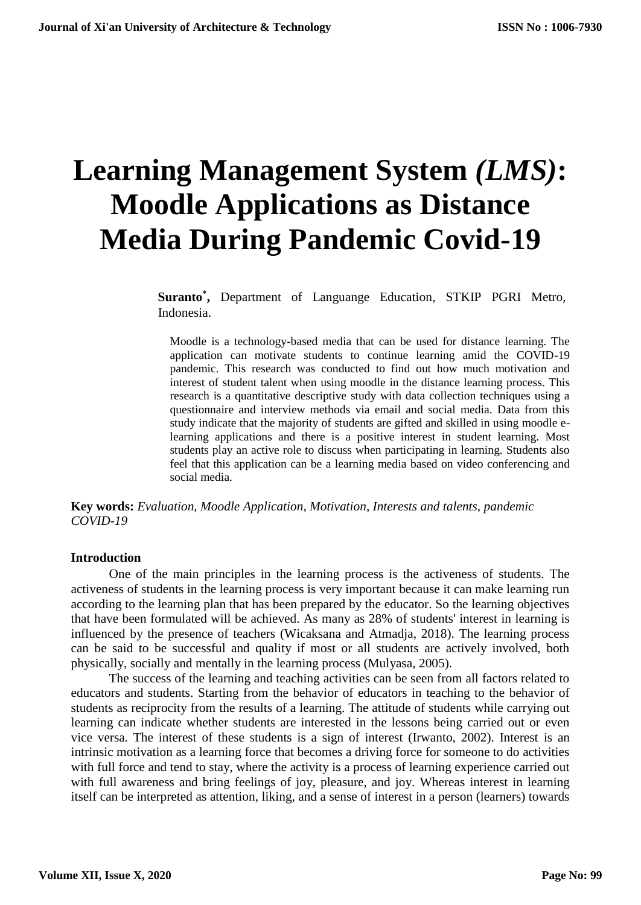# Learning Management System *(LMS)*: Moodle Applications as Distance Media During Pandemic Covid-19

**Suranto[*],** Department of Languange Education, STKIP PGRI Metro, Indonesia.

Moodle is a technology-based media that can be used for distance learning. The application can motivate students to continue learning amid the COVID-19 pandemic. This research was conducted to find out how much motivation and interest of student talent when using moodle in the distance learning process. This research is a quantitative descriptive study with data collection techniques using a questionnaire and interview methods via email and social media. Data from this study indicate that the majority of students are gifted and skilled in using moodle e-learning applications and there is a positive interest in student learning. Most students play an active role to discuss when participating in learning. Students also feel that this application can be a learning media based on video conferencing and social media.

**Key words:** *Evaluation, Moodle Application, Motivation, Interests and talents, pandemic COVID-19*

## Introduction

One of the main principles in the learning process is the activeness of students. The activeness of students in the learning process is very important because it can make learning run according to the learning plan that has been prepared by the educator. So the learning objectives that have been formulated will be achieved. As many as 28% of students' interest in learning is influenced by the presence of teachers (Wicaksana and Atmadja, 2018). The learning process can be said to be successful and quality if most or all students are actively involved, both physically, socially and mentally in the learning process (Mulyasa, 2005).

The success of the learning and teaching activities can be seen from all factors related to educators and students. Starting from the behavior of educators in teaching to the behavior of students as reciprocity from the results of a learning. The attitude of students while carrying out learning can indicate whether students are interested in the lessons being carried out or even vice versa. The interest of these students is a sign of interest (Irwanto, 2002). Interest is an intrinsic motivation as a learning force that becomes a driving force for someone to do activities with full force and tend to stay, where the activity is a process of learning experience carried out with full awareness and bring feelings of joy, pleasure, and joy. Whereas interest in learning itself can be interpreted as attention, liking, and a sense of interest in a person (learners) towards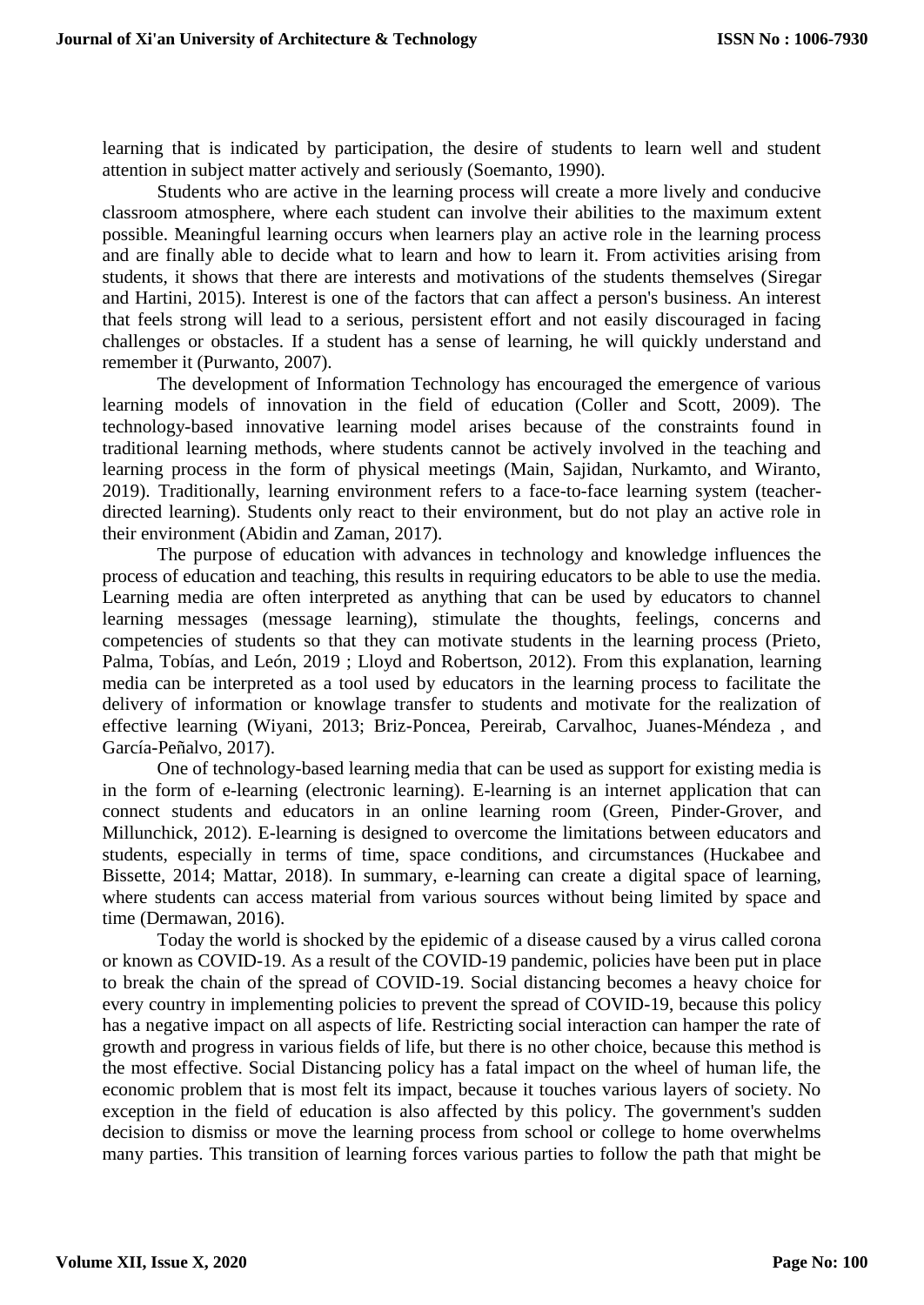learning that is indicated by participation, the desire of students to learn well and student attention in subject matter actively and seriously (Soemanto, 1990).

Students who are active in the learning process will create a more lively and conducive classroom atmosphere, where each student can involve their abilities to the maximum extent possible. Meaningful learning occurs when learners play an active role in the learning process and are finally able to decide what to learn and how to learn it. From activities arising from students, it shows that there are interests and motivations of the students themselves (Siregar and Hartini, 2015). Interest is one of the factors that can affect a person's business. An interest that feels strong will lead to a serious, persistent effort and not easily discouraged in facing challenges or obstacles. If a student has a sense of learning, he will quickly understand and remember it (Purwanto, 2007).

The development of Information Technology has encouraged the emergence of various learning models of innovation in the field of education (Coller and Scott, 2009). The technology-based innovative learning model arises because of the constraints found in traditional learning methods, where students cannot be actively involved in the teaching and learning process in the form of physical meetings (Main, Sajidan, Nurkamto, and Wiranto, 2019). Traditionally, learning environment refers to a face-to-face learning system (teacher-directed learning). Students only react to their environment, but do not play an active role in their environment (Abidin and Zaman, 2017).

The purpose of education with advances in technology and knowledge influences the process of education and teaching, this results in requiring educators to be able to use the media. Learning media are often interpreted as anything that can be used by educators to channel learning messages (message learning), stimulate the thoughts, feelings, concerns and competencies of students so that they can motivate students in the learning process (Prieto, Palma, Tobías, and León, 2019 ; Lloyd and Robertson, 2012). From this explanation, learning media can be interpreted as a tool used by educators in the learning process to facilitate the delivery of information or knowlage transfer to students and motivate for the realization of effective learning (Wiyani, 2013; Briz-Poncea, Pereirab, Carvalhoc, Juanes-Méndeza , and García-Peñalvo, 2017).

One of technology-based learning media that can be used as support for existing media is in the form of e-learning (electronic learning). E-learning is an internet application that can connect students and educators in an online learning room (Green, Pinder-Grover, and Millunchick, 2012). E-learning is designed to overcome the limitations between educators and students, especially in terms of time, space conditions, and circumstances (Huckabee and Bissette, 2014; Mattar, 2018). In summary, e-learning can create a digital space of learning, where students can access material from various sources without being limited by space and time (Dermawan, 2016).

Today the world is shocked by the epidemic of a disease caused by a virus called corona or known as COVID-19. As a result of the COVID-19 pandemic, policies have been put in place to break the chain of the spread of COVID-19. Social distancing becomes a heavy choice for every country in implementing policies to prevent the spread of COVID-19, because this policy has a negative impact on all aspects of life. Restricting social interaction can hamper the rate of growth and progress in various fields of life, but there is no other choice, because this method is the most effective. Social Distancing policy has a fatal impact on the wheel of human life, the economic problem that is most felt its impact, because it touches various layers of society. No exception in the field of education is also affected by this policy. The government's sudden decision to dismiss or move the learning process from school or college to home overwhelms many parties. This transition of learning forces various parties to follow the path that might be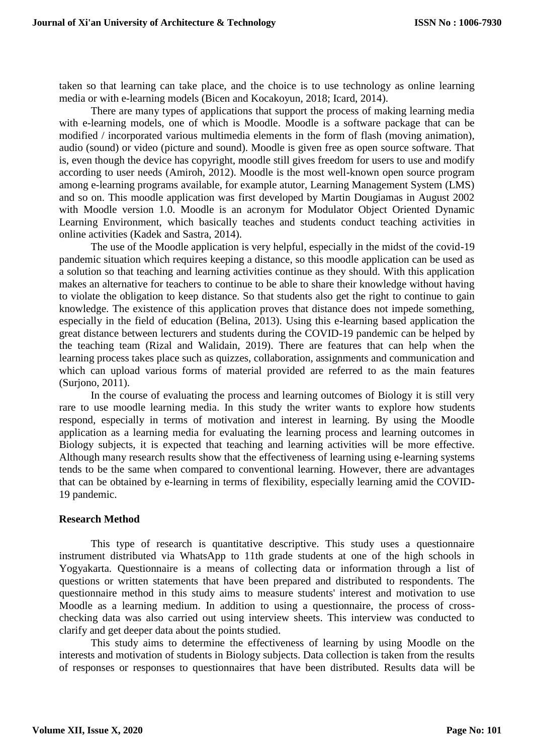taken so that learning can take place, and the choice is to use technology as online learning media or with e-learning models (Bicen and Kocakoyun, 2018; Icard, 2014).

There are many types of applications that support the process of making learning media with e-learning models, one of which is Moodle. Moodle is a software package that can be modified / incorporated various multimedia elements in the form of flash (moving animation), audio (sound) or video (picture and sound). Moodle is given free as open source software. That is, even though the device has copyright, moodle still gives freedom for users to use and modify according to user needs (Amiroh, 2012). Moodle is the most well-known open source program among e-learning programs available, for example atutor, Learning Management System (LMS) and so on. This moodle application was first developed by Martin Dougiamas in August 2002 with Moodle version 1.0. Moodle is an acronym for Modulator Object Oriented Dynamic Learning Environment, which basically teaches and students conduct teaching activities in online activities (Kadek and Sastra, 2014).

The use of the Moodle application is very helpful, especially in the midst of the covid-19 pandemic situation which requires keeping a distance, so this moodle application can be used as a solution so that teaching and learning activities continue as they should. With this application makes an alternative for teachers to continue to be able to share their knowledge without having to violate the obligation to keep distance. So that students also get the right to continue to gain knowledge. The existence of this application proves that distance does not impede something, especially in the field of education (Belina, 2013). Using this e-learning based application the great distance between lecturers and students during the COVID-19 pandemic can be helped by the teaching team (Rizal and Walidain, 2019). There are features that can help when the learning process takes place such as quizzes, collaboration, assignments and communication and which can upload various forms of material provided are referred to as the main features (Surjono, 2011).

In the course of evaluating the process and learning outcomes of Biology it is still very rare to use moodle learning media. In this study the writer wants to explore how students respond, especially in terms of motivation and interest in learning. By using the Moodle application as a learning media for evaluating the learning process and learning outcomes in Biology subjects, it is expected that teaching and learning activities will be more effective. Although many research results show that the effectiveness of learning using e-learning systems tends to be the same when compared to conventional learning. However, there are advantages that can be obtained by e-learning in terms of flexibility, especially learning amid the COVID-19 pandemic.

## Research Method

This type of research is quantitative descriptive. This study uses a questionnaire instrument distributed via WhatsApp to 11th grade students at one of the high schools in Yogyakarta. Questionnaire is a means of collecting data or information through a list of questions or written statements that have been prepared and distributed to respondents. The questionnaire method in this study aims to measure students' interest and motivation to use Moodle as a learning medium. In addition to using a questionnaire, the process of cross-checking data was also carried out using interview sheets. This interview was conducted to clarify and get deeper data about the points studied.

This study aims to determine the effectiveness of learning by using Moodle on the interests and motivation of students in Biology subjects. Data collection is taken from the results of responses or responses to questionnaires that have been distributed. Results data will be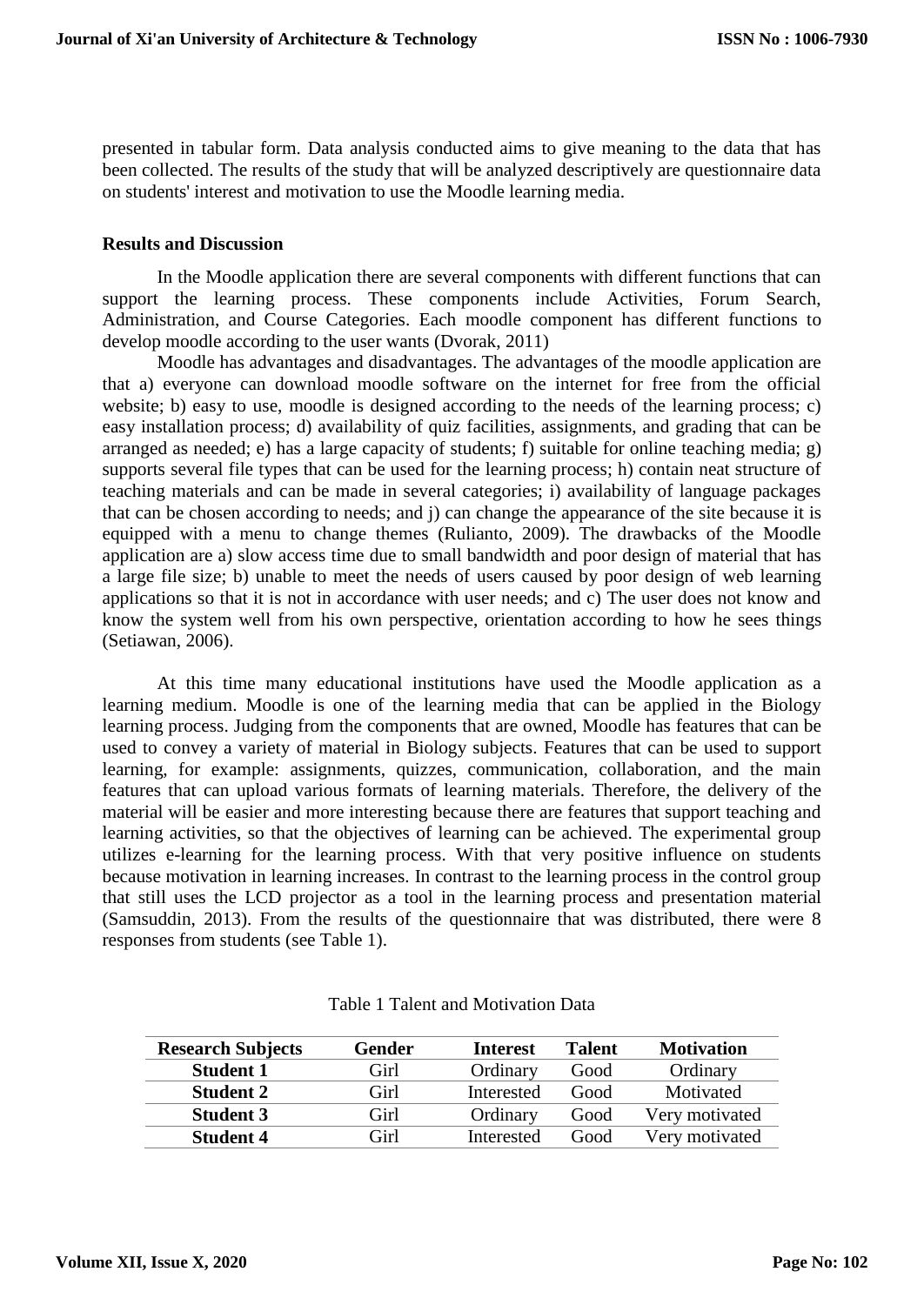presented in tabular form. Data analysis conducted aims to give meaning to the data that has been collected. The results of the study that will be analyzed descriptively are questionnaire data on students' interest and motivation to use the Moodle learning media.

## Results and Discussion

In the Moodle application there are several components with different functions that can support the learning process. These components include Activities, Forum Search, Administration, and Course Categories. Each moodle component has different functions to develop moodle according to the user wants (Dvorak, 2011)

Moodle has advantages and disadvantages. The advantages of the moodle application are that a) everyone can download moodle software on the internet for free from the official website; b) easy to use, moodle is designed according to the needs of the learning process; c) easy installation process; d) availability of quiz facilities, assignments, and grading that can be arranged as needed; e) has a large capacity of students; f) suitable for online teaching media; g) supports several file types that can be used for the learning process; h) contain neat structure of teaching materials and can be made in several categories; i) availability of language packages that can be chosen according to needs; and j) can change the appearance of the site because it is equipped with a menu to change themes (Rulianto, 2009). The drawbacks of the Moodle application are a) slow access time due to small bandwidth and poor design of material that has a large file size; b) unable to meet the needs of users caused by poor design of web learning applications so that it is not in accordance with user needs; and c) The user does not know and know the system well from his own perspective, orientation according to how he sees things (Setiawan, 2006).

At this time many educational institutions have used the Moodle application as a learning medium. Moodle is one of the learning media that can be applied in the Biology learning process. Judging from the components that are owned, Moodle has features that can be used to convey a variety of material in Biology subjects. Features that can be used to support learning, for example: assignments, quizzes, communication, collaboration, and the main features that can upload various formats of learning materials. Therefore, the delivery of the material will be easier and more interesting because there are features that support teaching and learning activities, so that the objectives of learning can be achieved. The experimental group utilizes e-learning for the learning process. With that very positive influence on students because motivation in learning increases. In contrast to the learning process in the control group that still uses the LCD projector as a tool in the learning process and presentation material (Samsuddin, 2013). From the results of the questionnaire that was distributed, there were 8 responses from students (see Table 1).

Table 1 Talent and Motivation Data

| Research Subjects | Gender | Interest | Talent | Motivation |
|---|---|---|---|---|
| **Student 1** | Girl | Ordinary | Good | Ordinary |
| **Student 2** | Girl | Interested | Good | Motivated |
| **Student 3** | Girl | Ordinary | Good | Very motivated |
| **Student 4** | Girl | Interested | Good | Very motivated |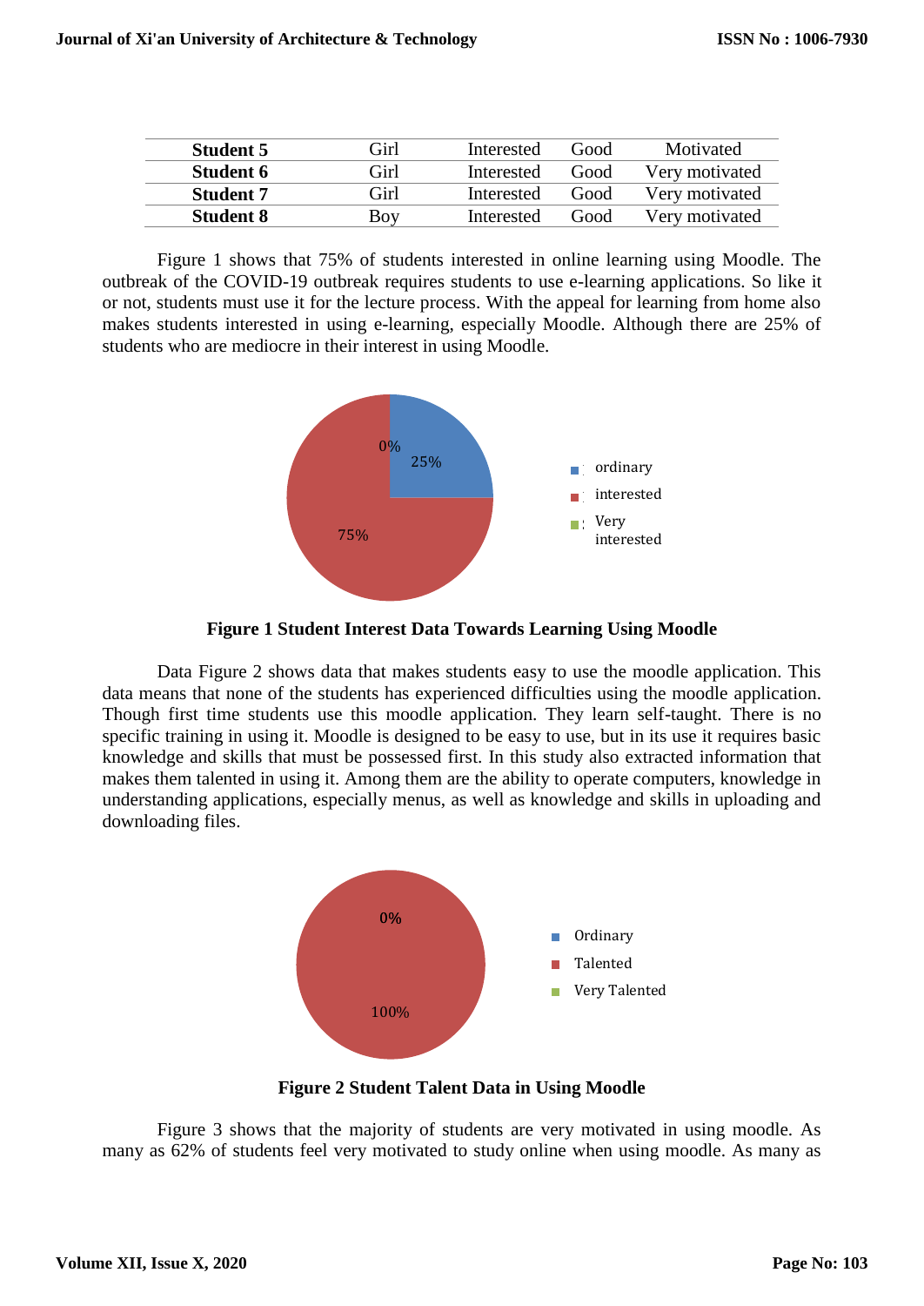| Student 5 | Girl | Interested | Good | Motivated |
|---|---|---|---|---|
| **Student 6** | Girl | Interested | Good | Very motivated |
| **Student 7** | Girl | Interested | Good | Very motivated |
| **Student 8** | Boy | Interested | Good | Very motivated |

Figure 1 shows that 75% of students interested in online learning using Moodle. The outbreak of the COVID-19 outbreak requires students to use e-learning applications. So like it or not, students must use it for the lecture process. With the appeal for learning from home also makes students interested in using e-learning, especially Moodle. Although there are 25% of students who are mediocre in their interest in using Moodle.

**Figure 1 Student Interest Data Towards Learning Using Moodle**

Data Figure 2 shows data that makes students easy to use the moodle application. This data means that none of the students has experienced difficulties using the moodle application. Though first time students use this moodle application. They learn self-taught. There is no specific training in using it. Moodle is designed to be easy to use, but in its use it requires basic knowledge and skills that must be possessed first. In this study also extracted information that makes them talented in using it. Among them are the ability to operate computers, knowledge in understanding applications, especially menus, as well as knowledge and skills in uploading and downloading files.

**Figure 2 Student Talent Data in Using Moodle**

Figure 3 shows that the majority of students are very motivated in using moodle. As many as 62% of students feel very motivated to study online when using moodle. As many as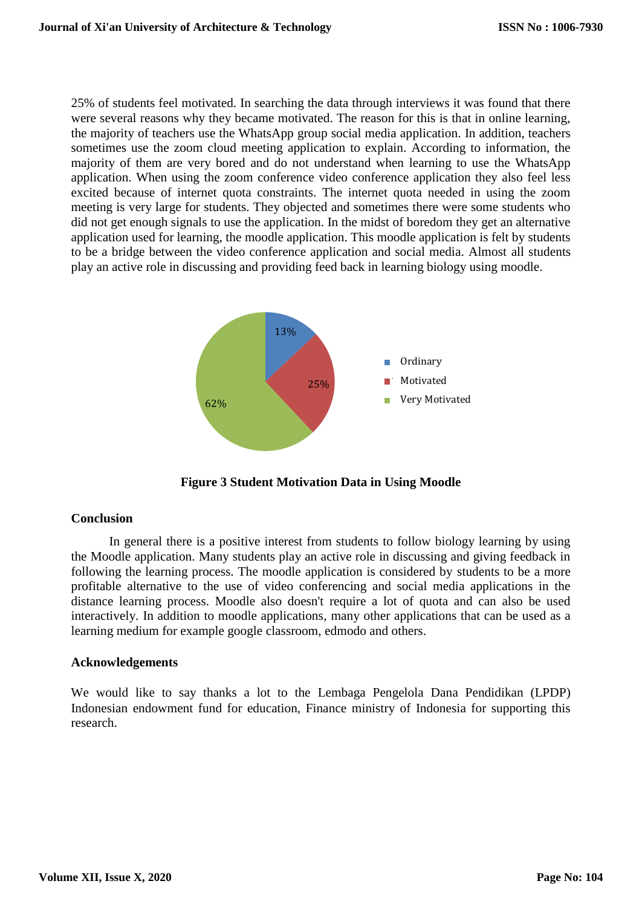25% of students feel motivated. In searching the data through interviews it was found that there were several reasons why they became motivated. The reason for this is that in online learning, the majority of teachers use the WhatsApp group social media application. In addition, teachers sometimes use the zoom cloud meeting application to explain. According to information, the majority of them are very bored and do not understand when learning to use the WhatsApp application. When using the zoom conference video conference application they also feel less excited because of internet quota constraints. The internet quota needed in using the zoom meeting is very large for students. They objected and sometimes there were some students who did not get enough signals to use the application. In the midst of boredom they get an alternative application used for learning, the moodle application. This moodle application is felt by students to be a bridge between the video conference application and social media. Almost all students play an active role in discussing and providing feed back in learning biology using moodle.

| Category | Percentage |
| --- | --- |
| Ordinary | 13% |
| Motivated | 25% |
| Very Motivated | 62% |

**Figure 3 Student Motivation Data in Using Moodle**

## Conclusion

In general there is a positive interest from students to follow biology learning by using the Moodle application. Many students play an active role in discussing and giving feedback in following the learning process. The moodle application is considered by students to be a more profitable alternative to the use of video conferencing and social media applications in the distance learning process. Moodle also doesn't require a lot of quota and can also be used interactively. In addition to moodle applications, many other applications that can be used as a learning medium for example google classroom, edmodo and others.

## Acknowledgements

We would like to say thanks a lot to the Lembaga Pengelola Dana Pendidikan (LPDP) Indonesian endowment fund for education, Finance ministry of Indonesia for supporting this research.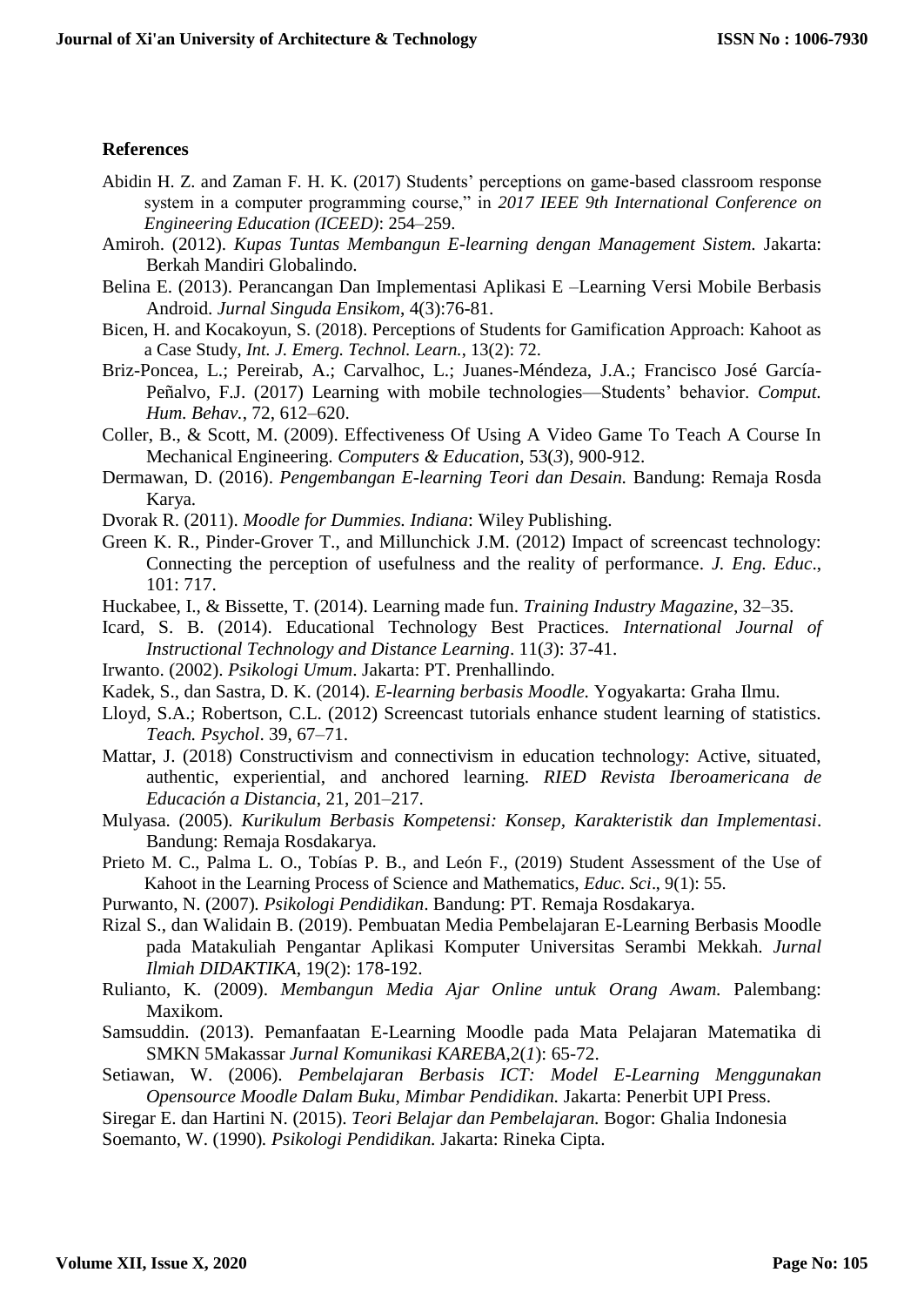## References

Abidin H. Z. and Zaman F. H. K. (2017) Students' perceptions on game-based classroom response system in a computer programming course," in *2017 IEEE 9th International Conference on Engineering Education (ICEED)*: 254–259.

Amiroh. (2012). *Kupas Tuntas Membangun E-learning dengan Management Sistem.* Jakarta: Berkah Mandiri Globalindo.

Belina E. (2013). Perancangan Dan Implementasi Aplikasi E –Learning Versi Mobile Berbasis Android. *Jurnal Singuda Ensikom*, 4(3):76-81.

Bicen, H. and Kocakoyun, S. (2018). Perceptions of Students for Gamification Approach: Kahoot as a Case Study, *Int. J. Emerg. Technol. Learn.*, 13(2): 72.

Briz-Poncea, L.; Pereirab, A.; Carvalhoc, L.; Juanes-Méndeza, J.A.; Francisco José García-Peñalvo, F.J. (2017) Learning with mobile technologies—Students' behavior. *Comput. Hum. Behav.*, 72, 612–620.

Coller, B., & Scott, M. (2009). Effectiveness Of Using A Video Game To Teach A Course In Mechanical Engineering. *Computers & Education*, 53(*3*), 900-912.

Dermawan, D. (2016). *Pengembangan E-learning Teori dan Desain.* Bandung: Remaja Rosda Karya.

Dvorak R. (2011). *Moodle for Dummies. Indiana*: Wiley Publishing.

Green K. R., Pinder-Grover T., and Millunchick J.M. (2012) Impact of screencast technology: Connecting the perception of usefulness and the reality of performance. *J. Eng. Educ*., 101: 717.

Huckabee, I., & Bissette, T. (2014). Learning made fun. *Training Industry Magazine*, 32–35.

Icard, S. B. (2014). Educational Technology Best Practices. *International Journal of Instructional Technology and Distance Learning*. 11(*3*): 37-41.

Irwanto. (2002). *Psikologi Umum*. Jakarta: PT. Prenhallindo.

Kadek, S., dan Sastra, D. K. (2014). *E-learning berbasis Moodle.* Yogyakarta: Graha Ilmu.

Lloyd, S.A.; Robertson, C.L. (2012) Screencast tutorials enhance student learning of statistics. *Teach. Psychol*. 39, 67–71.

Mattar, J. (2018) Constructivism and connectivism in education technology: Active, situated, authentic, experiential, and anchored learning. *RIED Revista Iberoamericana de Educación a Distancia*, 21, 201–217.

Mulyasa. (2005). *Kurikulum Berbasis Kompetensi: Konsep, Karakteristik dan Implementasi*. Bandung: Remaja Rosdakarya.

Prieto M. C., Palma L. O., Tobías P. B., and León F., (2019) Student Assessment of the Use of Kahoot in the Learning Process of Science and Mathematics, *Educ. Sci*., 9(1): 55.

Purwanto, N. (2007). *Psikologi Pendidikan*. Bandung: PT. Remaja Rosdakarya.

Rizal S., dan Walidain B. (2019). Pembuatan Media Pembelajaran E-Learning Berbasis Moodle pada Matakuliah Pengantar Aplikasi Komputer Universitas Serambi Mekkah. *Jurnal Ilmiah DIDAKTIKA*, 19(2): 178-192.

Rulianto, K. (2009). *Membangun Media Ajar Online untuk Orang Awam.* Palembang: Maxikom.

Samsuddin. (2013). Pemanfaatan E-Learning Moodle pada Mata Pelajaran Matematika di SMKN 5Makassar *Jurnal Komunikasi KAREBA*,2(*1*): 65-72.

Setiawan, W. (2006). *Pembelajaran Berbasis ICT: Model E-Learning Menggunakan Opensource Moodle Dalam Buku, Mimbar Pendidikan.* Jakarta: Penerbit UPI Press.

Siregar E. dan Hartini N. (2015). *Teori Belajar dan Pembelajaran.* Bogor: Ghalia Indonesia

Soemanto, W. (1990). *Psikologi Pendidikan.* Jakarta: Rineka Cipta.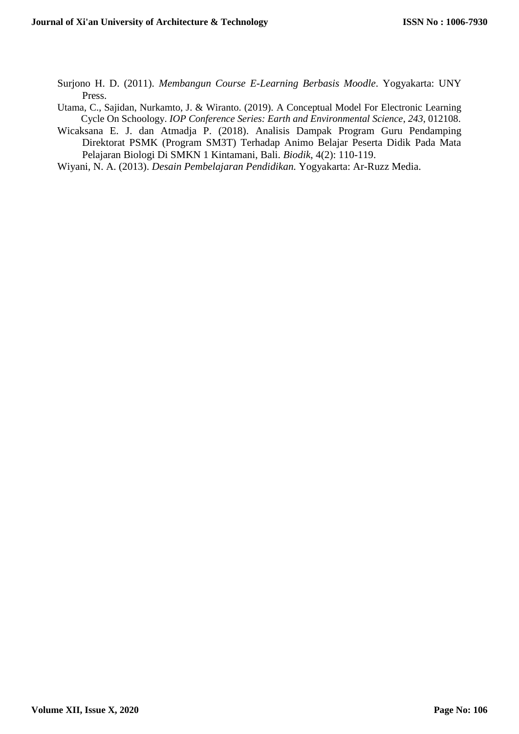Surjono H. D. (2011). *Membangun Course E-Learning Berbasis Moodle*. Yogyakarta: UNY Press.

Utama, C., Sajidan, Nurkamto, J. & Wiranto. (2019). A Conceptual Model For Electronic Learning Cycle On Schoology. *IOP Conference Series: Earth and Environmental Science*, *243*, 012108.

Wicaksana E. J. dan Atmadja P. (2018). Analisis Dampak Program Guru Pendamping Direktorat PSMK (Program SM3T) Terhadap Animo Belajar Peserta Didik Pada Mata Pelajaran Biologi Di SMKN 1 Kintamani, Bali. *Biodik*, 4(2): 110-119.

Wiyani, N. A. (2013). *Desain Pembelajaran Pendidikan.* Yogyakarta: Ar-Ruzz Media.